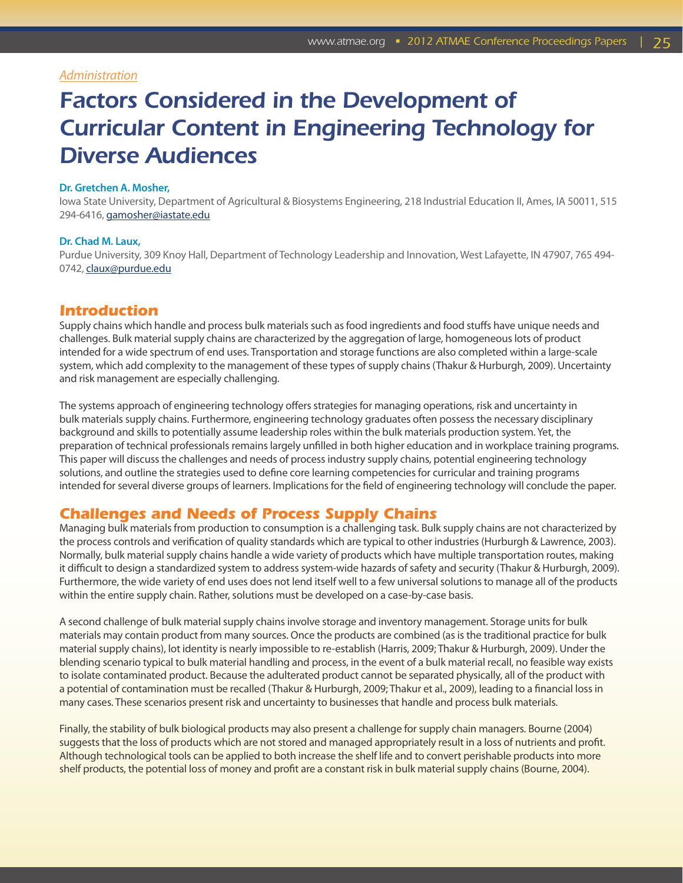*Administration*

# Factors Considered in the Development of Curricular Content in Engineering Technology for Diverse Audiences

**Dr. Gretchen A. Mosher,**
Iowa State University, Department of Agricultural & Biosystems Engineering, 218 Industrial Education II, Ames, IA 50011, 515 294-6416, gamosher@iastate.edu

**Dr. Chad M. Laux,**
Purdue University, 309 Knoy Hall, Department of Technology Leadership and Innovation, West Lafayette, IN 47907, 765 494-0742, claux@purdue.edu

## Introduction

Supply chains which handle and process bulk materials such as food ingredients and food stuffs have unique needs and challenges. Bulk material supply chains are characterized by the aggregation of large, homogeneous lots of product intended for a wide spectrum of end uses. Transportation and storage functions are also completed within a large-scale system, which add complexity to the management of these types of supply chains (Thakur & Hurburgh, 2009). Uncertainty and risk management are especially challenging.

The systems approach of engineering technology offers strategies for managing operations, risk and uncertainty in bulk materials supply chains. Furthermore, engineering technology graduates often possess the necessary disciplinary background and skills to potentially assume leadership roles within the bulk materials production system. Yet, the preparation of technical professionals remains largely unfilled in both higher education and in workplace training programs. This paper will discuss the challenges and needs of process industry supply chains, potential engineering technology solutions, and outline the strategies used to define core learning competencies for curricular and training programs intended for several diverse groups of learners. Implications for the field of engineering technology will conclude the paper.

## Challenges and Needs of Process Supply Chains

Managing bulk materials from production to consumption is a challenging task. Bulk supply chains are not characterized by the process controls and verification of quality standards which are typical to other industries (Hurburgh & Lawrence, 2003). Normally, bulk material supply chains handle a wide variety of products which have multiple transportation routes, making it difficult to design a standardized system to address system-wide hazards of safety and security (Thakur & Hurburgh, 2009). Furthermore, the wide variety of end uses does not lend itself well to a few universal solutions to manage all of the products within the entire supply chain. Rather, solutions must be developed on a case-by-case basis.

A second challenge of bulk material supply chains involve storage and inventory management. Storage units for bulk materials may contain product from many sources. Once the products are combined (as is the traditional practice for bulk material supply chains), lot identity is nearly impossible to re-establish (Harris, 2009; Thakur & Hurburgh, 2009). Under the blending scenario typical to bulk material handling and process, in the event of a bulk material recall, no feasible way exists to isolate contaminated product. Because the adulterated product cannot be separated physically, all of the product with a potential of contamination must be recalled (Thakur & Hurburgh, 2009; Thakur et al., 2009), leading to a financial loss in many cases. These scenarios present risk and uncertainty to businesses that handle and process bulk materials.

Finally, the stability of bulk biological products may also present a challenge for supply chain managers. Bourne (2004) suggests that the loss of products which are not stored and managed appropriately result in a loss of nutrients and profit. Although technological tools can be applied to both increase the shelf life and to convert perishable products into more shelf products, the potential loss of money and profit are a constant risk in bulk material supply chains (Bourne, 2004).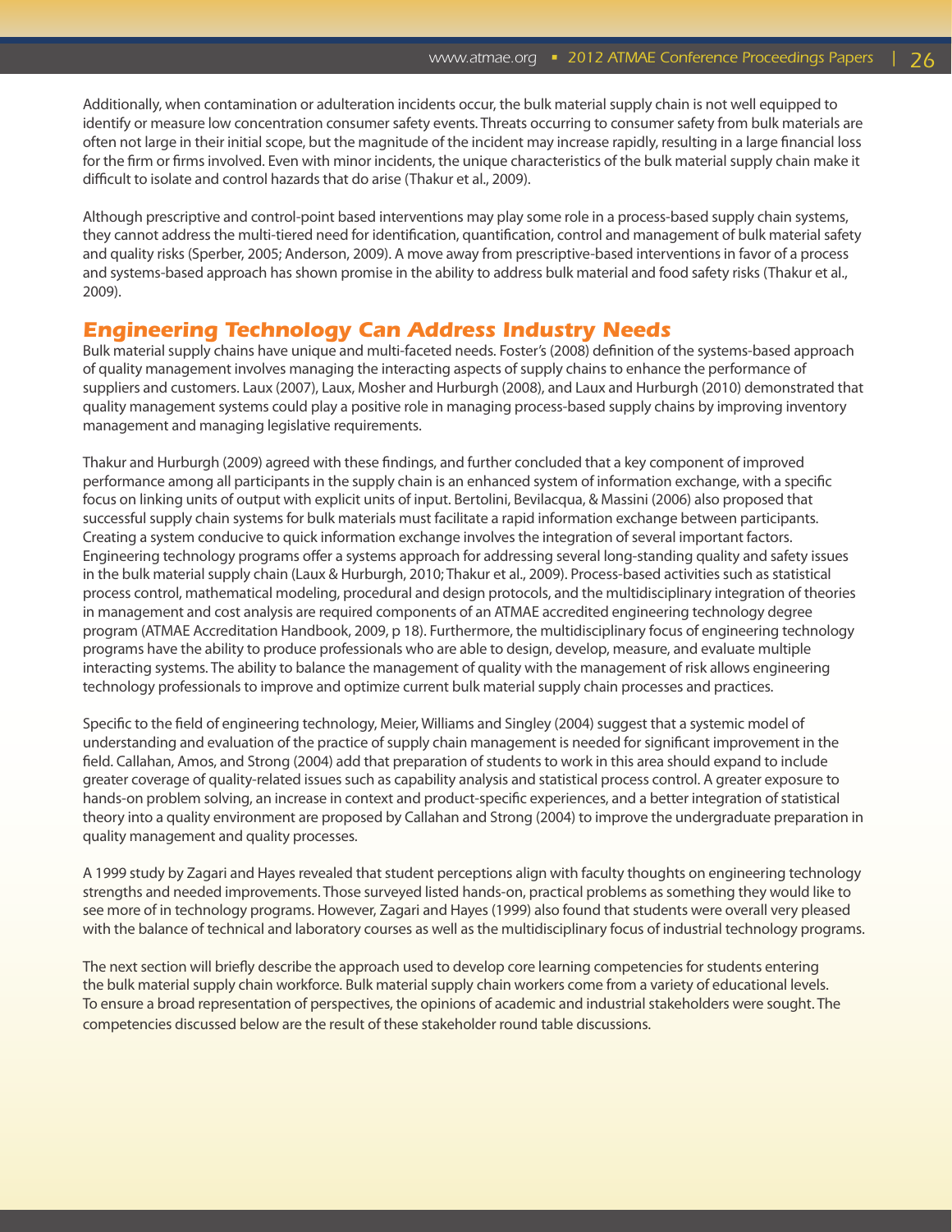Additionally, when contamination or adulteration incidents occur, the bulk material supply chain is not well equipped to identify or measure low concentration consumer safety events. Threats occurring to consumer safety from bulk materials are often not large in their initial scope, but the magnitude of the incident may increase rapidly, resulting in a large financial loss for the firm or firms involved. Even with minor incidents, the unique characteristics of the bulk material supply chain make it difficult to isolate and control hazards that do arise (Thakur et al., 2009).

Although prescriptive and control-point based interventions may play some role in a process-based supply chain systems, they cannot address the multi-tiered need for identification, quantification, control and management of bulk material safety and quality risks (Sperber, 2005; Anderson, 2009). A move away from prescriptive-based interventions in favor of a process and systems-based approach has shown promise in the ability to address bulk material and food safety risks (Thakur et al., 2009).

## Engineering Technology Can Address Industry Needs

Bulk material supply chains have unique and multi-faceted needs. Foster's (2008) definition of the systems-based approach of quality management involves managing the interacting aspects of supply chains to enhance the performance of suppliers and customers. Laux (2007), Laux, Mosher and Hurburgh (2008), and Laux and Hurburgh (2010) demonstrated that quality management systems could play a positive role in managing process-based supply chains by improving inventory management and managing legislative requirements.

Thakur and Hurburgh (2009) agreed with these findings, and further concluded that a key component of improved performance among all participants in the supply chain is an enhanced system of information exchange, with a specific focus on linking units of output with explicit units of input. Bertolini, Bevilacqua, & Massini (2006) also proposed that successful supply chain systems for bulk materials must facilitate a rapid information exchange between participants. Creating a system conducive to quick information exchange involves the integration of several important factors. Engineering technology programs offer a systems approach for addressing several long-standing quality and safety issues in the bulk material supply chain (Laux & Hurburgh, 2010; Thakur et al., 2009). Process-based activities such as statistical process control, mathematical modeling, procedural and design protocols, and the multidisciplinary integration of theories in management and cost analysis are required components of an ATMAE accredited engineering technology degree program (ATMAE Accreditation Handbook, 2009, p 18). Furthermore, the multidisciplinary focus of engineering technology programs have the ability to produce professionals who are able to design, develop, measure, and evaluate multiple interacting systems. The ability to balance the management of quality with the management of risk allows engineering technology professionals to improve and optimize current bulk material supply chain processes and practices.

Specific to the field of engineering technology, Meier, Williams and Singley (2004) suggest that a systemic model of understanding and evaluation of the practice of supply chain management is needed for significant improvement in the field. Callahan, Amos, and Strong (2004) add that preparation of students to work in this area should expand to include greater coverage of quality-related issues such as capability analysis and statistical process control. A greater exposure to hands-on problem solving, an increase in context and product-specific experiences, and a better integration of statistical theory into a quality environment are proposed by Callahan and Strong (2004) to improve the undergraduate preparation in quality management and quality processes.

A 1999 study by Zagari and Hayes revealed that student perceptions align with faculty thoughts on engineering technology strengths and needed improvements. Those surveyed listed hands-on, practical problems as something they would like to see more of in technology programs. However, Zagari and Hayes (1999) also found that students were overall very pleased with the balance of technical and laboratory courses as well as the multidisciplinary focus of industrial technology programs.

The next section will briefly describe the approach used to develop core learning competencies for students entering the bulk material supply chain workforce. Bulk material supply chain workers come from a variety of educational levels. To ensure a broad representation of perspectives, the opinions of academic and industrial stakeholders were sought. The competencies discussed below are the result of these stakeholder round table discussions.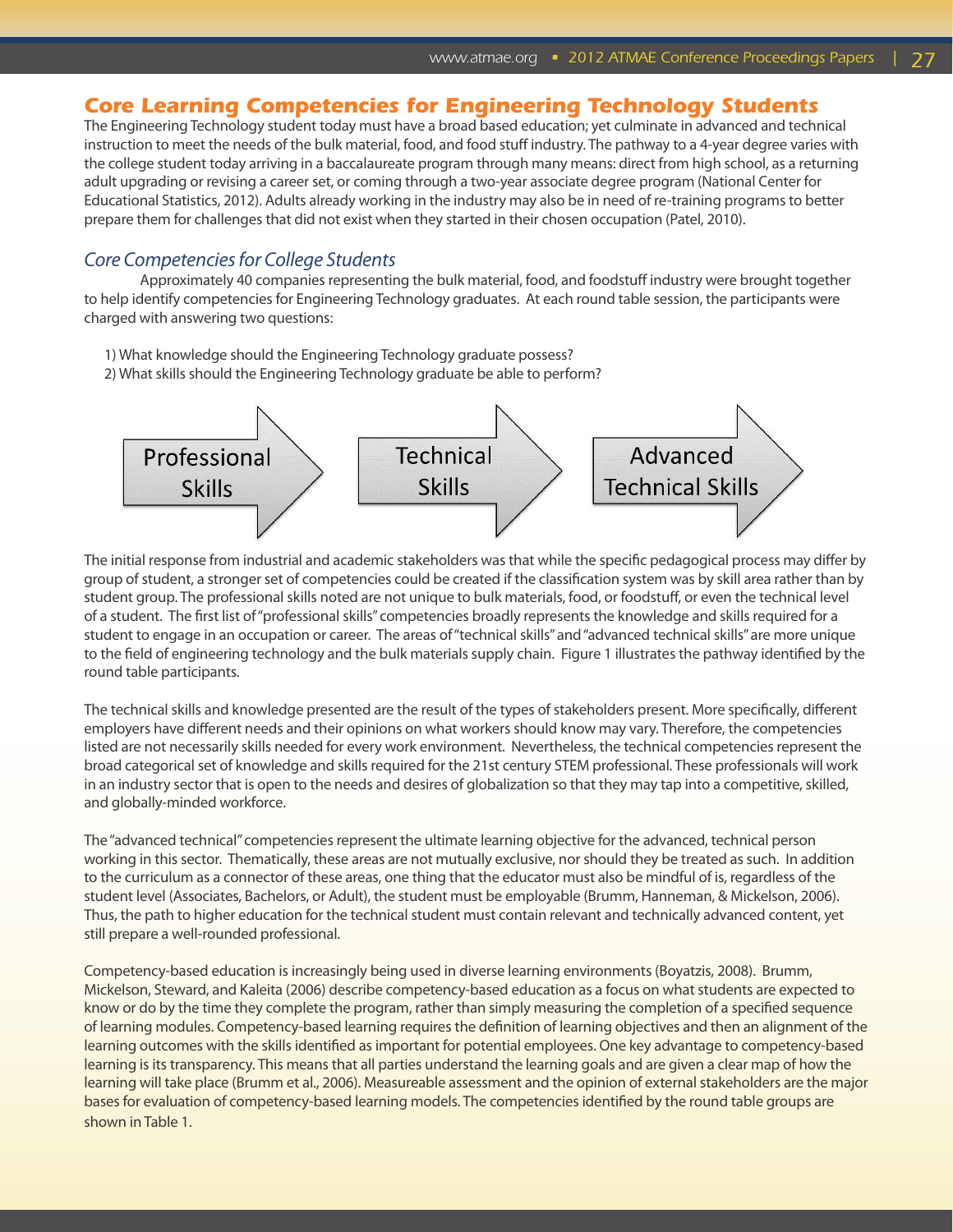## Core Learning Competencies for Engineering Technology Students

The Engineering Technology student today must have a broad based education; yet culminate in advanced and technical instruction to meet the needs of the bulk material, food, and food stuff industry. The pathway to a 4-year degree varies with the college student today arriving in a baccalaureate program through many means: direct from high school, as a returning adult upgrading or revising a career set, or coming through a two-year associate degree program (National Center for Educational Statistics, 2012). Adults already working in the industry may also be in need of re-training programs to better prepare them for challenges that did not exist when they started in their chosen occupation (Patel, 2010).

### *Core Competencies for College Students*

Approximately 40 companies representing the bulk material, food, and foodstuff industry were brought together to help identify competencies for Engineering Technology graduates. At each round table session, the participants were charged with answering two questions:

1) What knowledge should the Engineering Technology graduate possess?
2) What skills should the Engineering Technology graduate be able to perform?

Professional Skills → Technical Skills → Advanced Technical Skills

The initial response from industrial and academic stakeholders was that while the specific pedagogical process may differ by group of student, a stronger set of competencies could be created if the classification system was by skill area rather than by student group. The professional skills noted are not unique to bulk materials, food, or foodstuff, or even the technical level of a student. The first list of "professional skills" competencies broadly represents the knowledge and skills required for a student to engage in an occupation or career. The areas of "technical skills" and "advanced technical skills" are more unique to the field of engineering technology and the bulk materials supply chain. Figure 1 illustrates the pathway identified by the round table participants.

The technical skills and knowledge presented are the result of the types of stakeholders present. More specifically, different employers have different needs and their opinions on what workers should know may vary. Therefore, the competencies listed are not necessarily skills needed for every work environment. Nevertheless, the technical competencies represent the broad categorical set of knowledge and skills required for the 21st century STEM professional. These professionals will work in an industry sector that is open to the needs and desires of globalization so that they may tap into a competitive, skilled, and globally-minded workforce.

The "advanced technical" competencies represent the ultimate learning objective for the advanced, technical person working in this sector. Thematically, these areas are not mutually exclusive, nor should they be treated as such. In addition to the curriculum as a connector of these areas, one thing that the educator must also be mindful of is, regardless of the student level (Associates, Bachelors, or Adult), the student must be employable (Brumm, Hanneman, & Mickelson, 2006). Thus, the path to higher education for the technical student must contain relevant and technically advanced content, yet still prepare a well-rounded professional.

Competency-based education is increasingly being used in diverse learning environments (Boyatzis, 2008). Brumm, Mickelson, Steward, and Kaleita (2006) describe competency-based education as a focus on what students are expected to know or do by the time they complete the program, rather than simply measuring the completion of a specified sequence of learning modules. Competency-based learning requires the definition of learning objectives and then an alignment of the learning outcomes with the skills identified as important for potential employees. One key advantage to competency-based learning is its transparency. This means that all parties understand the learning goals and are given a clear map of how the learning will take place (Brumm et al., 2006). Measureable assessment and the opinion of external stakeholders are the major bases for evaluation of competency-based learning models. The competencies identified by the round table groups are shown in Table 1.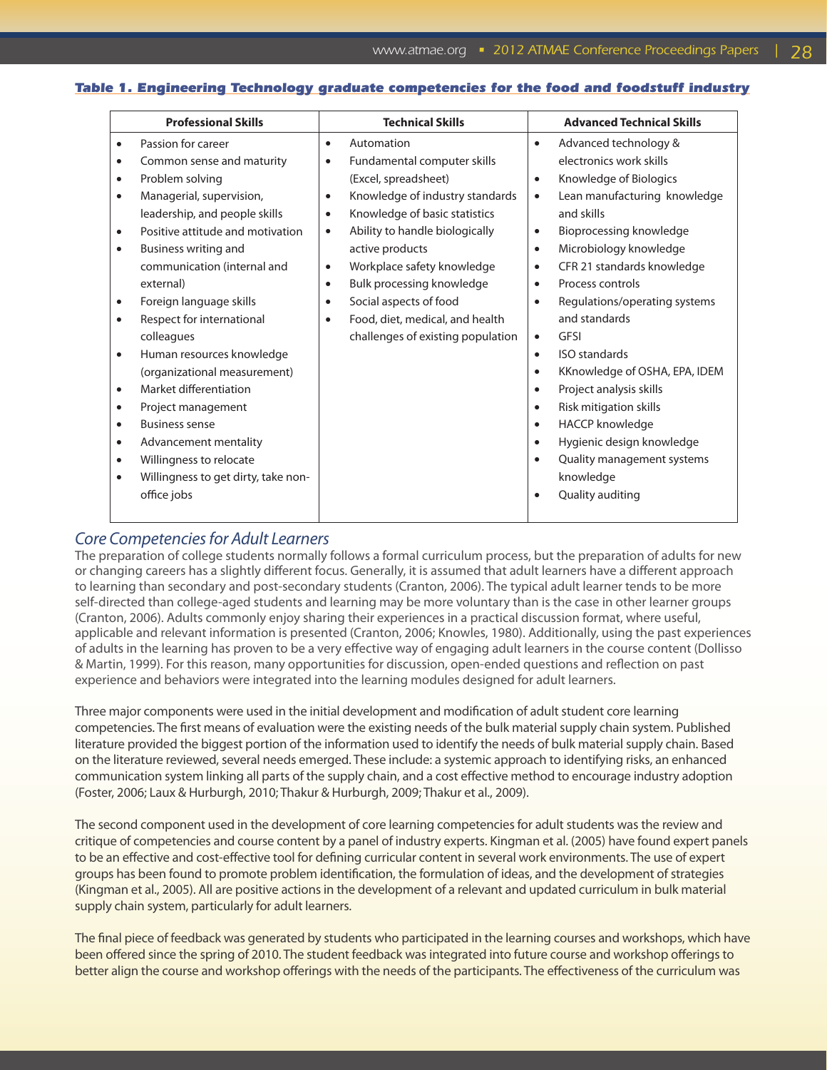**Table 1. Engineering Technology graduate competencies for the food and foodstuff industry**

| Professional Skills | Technical Skills | Advanced Technical Skills |
|---|---|---|
| • Passion for career<br>• Common sense and maturity<br>• Problem solving<br>• Managerial, supervision, leadership, and people skills<br>• Positive attitude and motivation<br>• Business writing and communication (internal and external)<br>• Foreign language skills<br>• Respect for international colleagues<br>• Human resources knowledge (organizational measurement)<br>• Market differentiation<br>• Project management<br>• Business sense<br>• Advancement mentality<br>• Willingness to relocate<br>• Willingness to get dirty, take non-office jobs | • Automation<br>• Fundamental computer skills (Excel, spreadsheet)<br>• Knowledge of industry standards<br>• Knowledge of basic statistics<br>• Ability to handle biologically active products<br>• Workplace safety knowledge<br>• Bulk processing knowledge<br>• Social aspects of food<br>• Food, diet, medical, and health challenges of existing population | • Advanced technology & electronics work skills<br>• Knowledge of Biologics<br>• Lean manufacturing knowledge and skills<br>• Bioprocessing knowledge<br>• Microbiology knowledge<br>• CFR 21 standards knowledge<br>• Process controls<br>• Regulations/operating systems and standards<br>• GFSI<br>• ISO standards<br>• KKnowledge of OSHA, EPA, IDEM<br>• Project analysis skills<br>• Risk mitigation skills<br>• HACCP knowledge<br>• Hygienic design knowledge<br>• Quality management systems knowledge<br>• Quality auditing |

## *Core Competencies for Adult Learners*

The preparation of college students normally follows a formal curriculum process, but the preparation of adults for new or changing careers has a slightly different focus. Generally, it is assumed that adult learners have a different approach to learning than secondary and post-secondary students (Cranton, 2006). The typical adult learner tends to be more self-directed than college-aged students and learning may be more voluntary than is the case in other learner groups (Cranton, 2006). Adults commonly enjoy sharing their experiences in a practical discussion format, where useful, applicable and relevant information is presented (Cranton, 2006; Knowles, 1980). Additionally, using the past experiences of adults in the learning has proven to be a very effective way of engaging adult learners in the course content (Dollisso & Martin, 1999). For this reason, many opportunities for discussion, open-ended questions and reflection on past experience and behaviors were integrated into the learning modules designed for adult learners.

Three major components were used in the initial development and modification of adult student core learning competencies. The first means of evaluation were the existing needs of the bulk material supply chain system. Published literature provided the biggest portion of the information used to identify the needs of bulk material supply chain. Based on the literature reviewed, several needs emerged. These include: a systemic approach to identifying risks, an enhanced communication system linking all parts of the supply chain, and a cost effective method to encourage industry adoption (Foster, 2006; Laux & Hurburgh, 2010; Thakur & Hurburgh, 2009; Thakur et al., 2009).

The second component used in the development of core learning competencies for adult students was the review and critique of competencies and course content by a panel of industry experts. Kingman et al. (2005) have found expert panels to be an effective and cost-effective tool for defining curricular content in several work environments. The use of expert groups has been found to promote problem identification, the formulation of ideas, and the development of strategies (Kingman et al., 2005). All are positive actions in the development of a relevant and updated curriculum in bulk material supply chain system, particularly for adult learners.

The final piece of feedback was generated by students who participated in the learning courses and workshops, which have been offered since the spring of 2010. The student feedback was integrated into future course and workshop offerings to better align the course and workshop offerings with the needs of the participants. The effectiveness of the curriculum was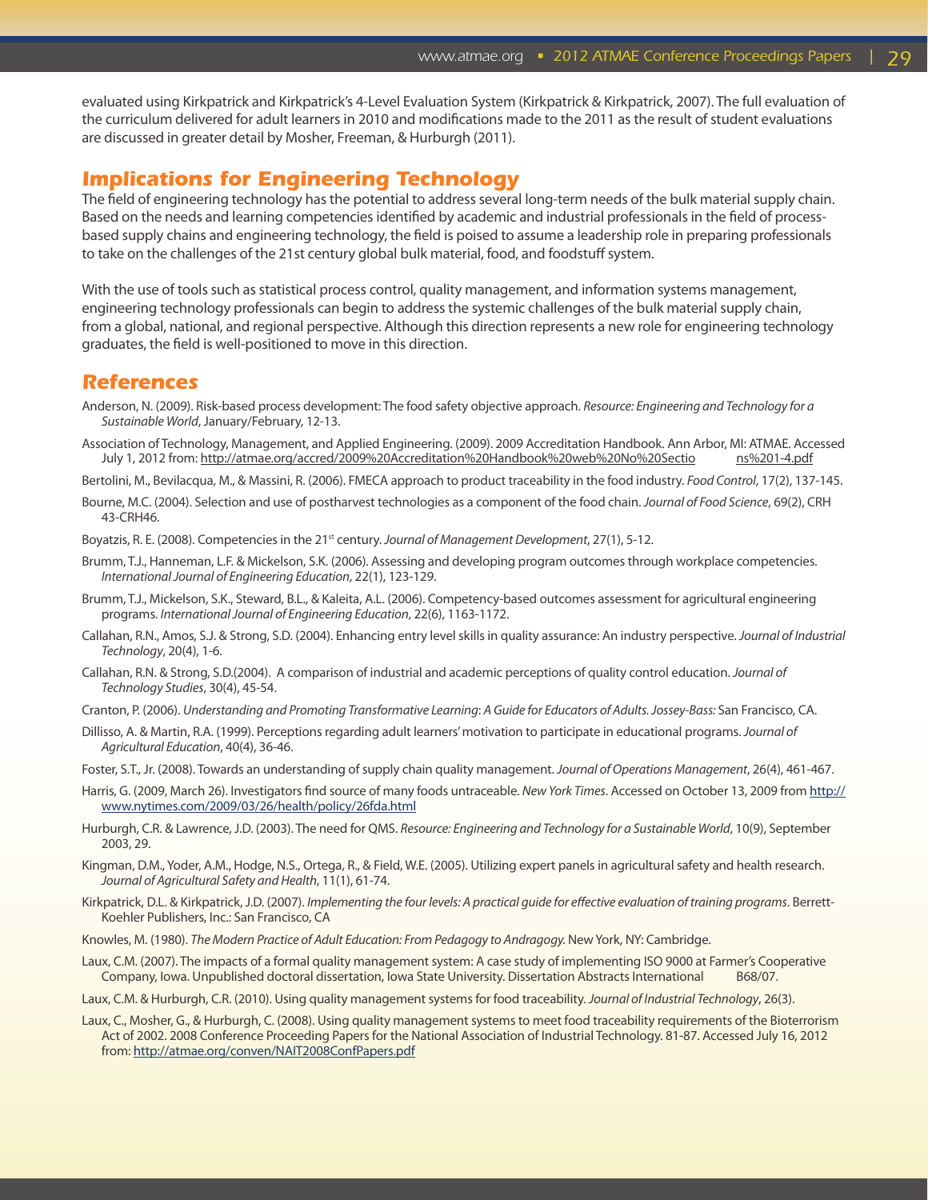evaluated using Kirkpatrick and Kirkpatrick's 4-Level Evaluation System (Kirkpatrick & Kirkpatrick, 2007). The full evaluation of the curriculum delivered for adult learners in 2010 and modifications made to the 2011 as the result of student evaluations are discussed in greater detail by Mosher, Freeman, & Hurburgh (2011).

## Implications for Engineering Technology

The field of engineering technology has the potential to address several long-term needs of the bulk material supply chain. Based on the needs and learning competencies identified by academic and industrial professionals in the field of process-based supply chains and engineering technology, the field is poised to assume a leadership role in preparing professionals to take on the challenges of the 21st century global bulk material, food, and foodstuff system.

With the use of tools such as statistical process control, quality management, and information systems management, engineering technology professionals can begin to address the systemic challenges of the bulk material supply chain, from a global, national, and regional perspective. Although this direction represents a new role for engineering technology graduates, the field is well-positioned to move in this direction.

## References

Anderson, N. (2009). Risk-based process development: The food safety objective approach. *Resource: Engineering and Technology for a Sustainable World*, January/February, 12-13.

Association of Technology, Management, and Applied Engineering. (2009). 2009 Accreditation Handbook. Ann Arbor, MI: ATMAE. Accessed July 1, 2012 from: http://atmae.org/accred/2009%20Accreditation%20Handbook%20web%20No%20Sections%201-4.pdf

Bertolini, M., Bevilacqua, M., & Massini, R. (2006). FMECA approach to product traceability in the food industry. *Food Control*, 17(2), 137-145.

Bourne, M.C. (2004). Selection and use of postharvest technologies as a component of the food chain. *Journal of Food Science*, 69(2), CRH 43-CRH46.

Boyatzis, R. E. (2008). Competencies in the 21st century. *Journal of Management Development*, 27(1), 5-12.

Brumm, T.J., Hanneman, L.F. & Mickelson, S.K. (2006). Assessing and developing program outcomes through workplace competencies. *International Journal of Engineering Education*, 22(1), 123-129.

Brumm, T.J., Mickelson, S.K., Steward, B.L., & Kaleita, A.L. (2006). Competency-based outcomes assessment for agricultural engineering programs. *International Journal of Engineering Education*, 22(6), 1163-1172.

Callahan, R.N., Amos, S.J. & Strong, S.D. (2004). Enhancing entry level skills in quality assurance: An industry perspective. *Journal of Industrial Technology*, 20(4), 1-6.

Callahan, R.N. & Strong, S.D.(2004). A comparison of industrial and academic perceptions of quality control education. *Journal of Technology Studies*, 30(4), 45-54.

Cranton, P. (2006). *Understanding and Promoting Transformative Learning*: *A Guide for Educators of Adults. Jossey-Bass:* San Francisco, CA.

Dillisso, A. & Martin, R.A. (1999). Perceptions regarding adult learners' motivation to participate in educational programs. *Journal of Agricultural Education*, 40(4), 36-46.

Foster, S.T., Jr. (2008). Towards an understanding of supply chain quality management. *Journal of Operations Management*, 26(4), 461-467.

Harris, G. (2009, March 26). Investigators find source of many foods untraceable. *New York Times*. Accessed on October 13, 2009 from http://www.nytimes.com/2009/03/26/health/policy/26fda.html

Hurburgh, C.R. & Lawrence, J.D. (2003). The need for QMS. *Resource: Engineering and Technology for a Sustainable World*, 10(9), September 2003, 29.

Kingman, D.M., Yoder, A.M., Hodge, N.S., Ortega, R., & Field, W.E. (2005). Utilizing expert panels in agricultural safety and health research. *Journal of Agricultural Safety and Health*, 11(1), 61-74.

Kirkpatrick, D.L. & Kirkpatrick, J.D. (2007). *Implementing the four levels: A practical guide for effective evaluation of training programs*. Berrett-Koehler Publishers, Inc.: San Francisco, CA

Knowles, M. (1980). *The Modern Practice of Adult Education: From Pedagogy to Andragogy.* New York, NY: Cambridge.

Laux, C.M. (2007). The impacts of a formal quality management system: A case study of implementing ISO 9000 at Farmer's Cooperative Company, Iowa. Unpublished doctoral dissertation, Iowa State University. Dissertation Abstracts International B68/07.

Laux, C.M. & Hurburgh, C.R. (2010). Using quality management systems for food traceability. *Journal of Industrial Technology*, 26(3).

Laux, C., Mosher, G., & Hurburgh, C. (2008). Using quality management systems to meet food traceability requirements of the Bioterrorism Act of 2002. 2008 Conference Proceeding Papers for the National Association of Industrial Technology. 81-87. Accessed July 16, 2012 from: http://atmae.org/conven/NAIT2008ConfPapers.pdf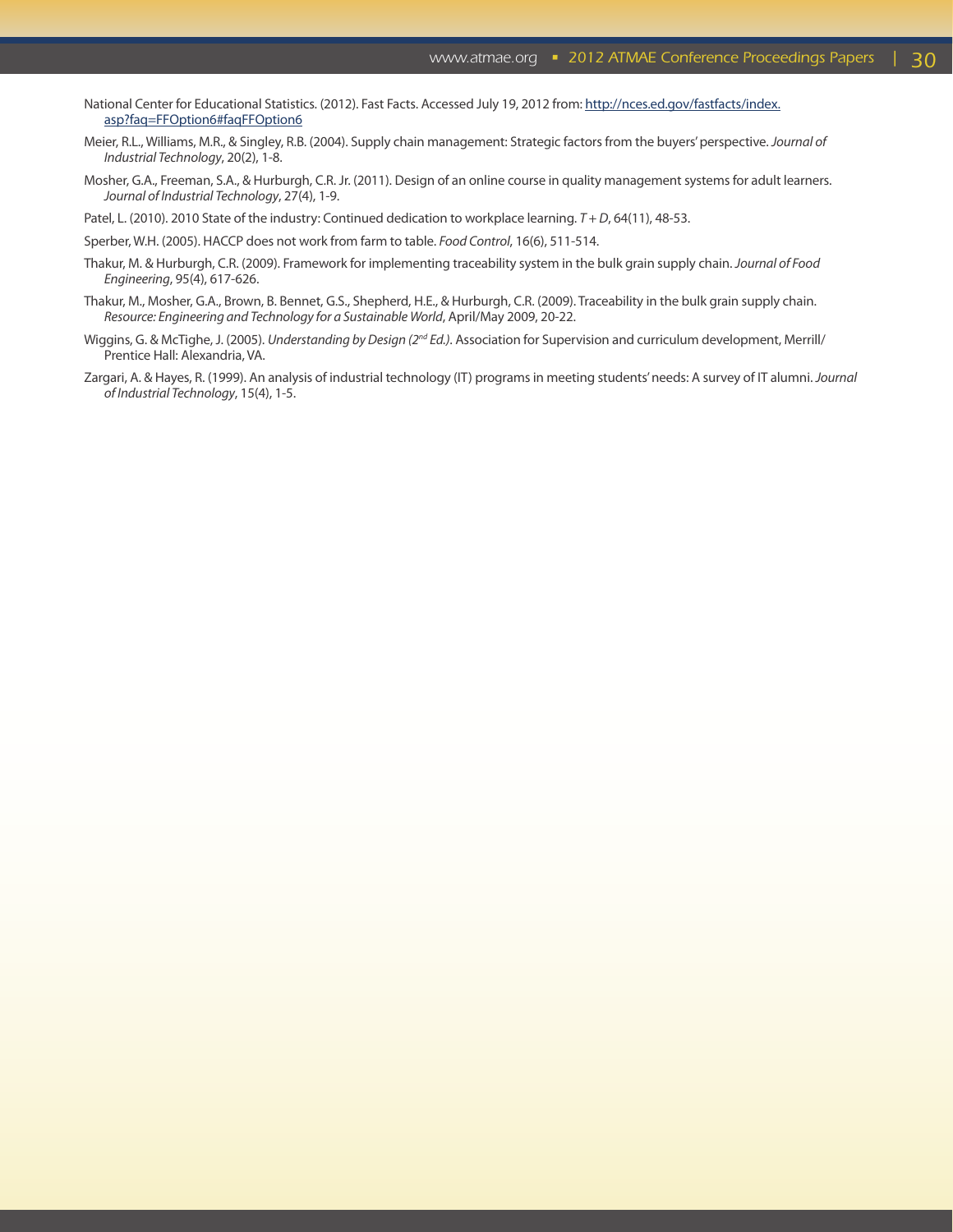National Center for Educational Statistics. (2012). Fast Facts. Accessed July 19, 2012 from: http://nces.ed.gov/fastfacts/index.asp?faq=FFOption6#faqFFOption6

Meier, R.L., Williams, M.R., & Singley, R.B. (2004). Supply chain management: Strategic factors from the buyers' perspective. *Journal of Industrial Technology*, 20(2), 1-8.

Mosher, G.A., Freeman, S.A., & Hurburgh, C.R. Jr. (2011). Design of an online course in quality management systems for adult learners. *Journal of Industrial Technology*, 27(4), 1-9.

Patel, L. (2010). 2010 State of the industry: Continued dedication to workplace learning. *T + D*, 64(11), 48-53.

Sperber, W.H. (2005). HACCP does not work from farm to table. *Food Control*, 16(6), 511-514.

Thakur, M. & Hurburgh, C.R. (2009). Framework for implementing traceability system in the bulk grain supply chain. *Journal of Food Engineering*, 95(4), 617-626.

Thakur, M., Mosher, G.A., Brown, B. Bennet, G.S., Shepherd, H.E., & Hurburgh, C.R. (2009). Traceability in the bulk grain supply chain. *Resource: Engineering and Technology for a Sustainable World*, April/May 2009, 20-22.

Wiggins, G. & McTighe, J. (2005). *Understanding by Design (2nd Ed.)*. Association for Supervision and curriculum development, Merrill/Prentice Hall: Alexandria, VA.

Zargari, A. & Hayes, R. (1999). An analysis of industrial technology (IT) programs in meeting students' needs: A survey of IT alumni. *Journal of Industrial Technology*, 15(4), 1-5.